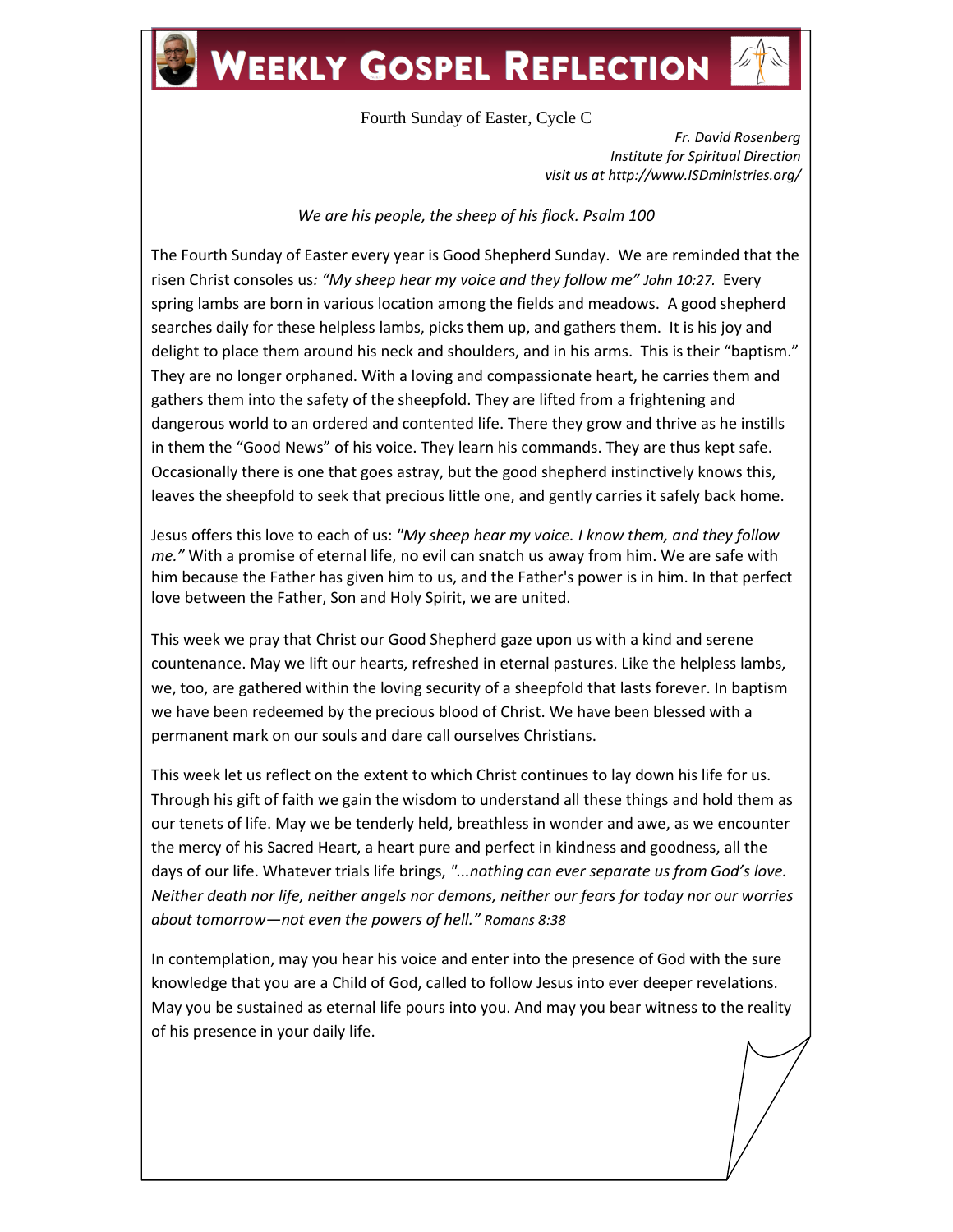# Weekly Gospel Reflection

Fourth Sunday of Easter, Cycle C

*Fr. David Rosenberg*
*Institute for Spiritual Direction*
*visit us at http://www.ISDministries.org/*

*We are his people, the sheep of his flock. Psalm 100*

The Fourth Sunday of Easter every year is Good Shepherd Sunday. We are reminded that the risen Christ consoles us*: "My sheep hear my voice and they follow me" John 10:27.* Every spring lambs are born in various location among the fields and meadows. A good shepherd searches daily for these helpless lambs, picks them up, and gathers them. It is his joy and delight to place them around his neck and shoulders, and in his arms. This is their "baptism." They are no longer orphaned. With a loving and compassionate heart, he carries them and gathers them into the safety of the sheepfold. They are lifted from a frightening and dangerous world to an ordered and contented life. There they grow and thrive as he instills in them the "Good News" of his voice. They learn his commands. They are thus kept safe. Occasionally there is one that goes astray, but the good shepherd instinctively knows this, leaves the sheepfold to seek that precious little one, and gently carries it safely back home.

Jesus offers this love to each of us: *"My sheep hear my voice. I know them, and they follow me."* With a promise of eternal life, no evil can snatch us away from him. We are safe with him because the Father has given him to us, and the Father's power is in him. In that perfect love between the Father, Son and Holy Spirit, we are united.

This week we pray that Christ our Good Shepherd gaze upon us with a kind and serene countenance. May we lift our hearts, refreshed in eternal pastures. Like the helpless lambs, we, too, are gathered within the loving security of a sheepfold that lasts forever. In baptism we have been redeemed by the precious blood of Christ. We have been blessed with a permanent mark on our souls and dare call ourselves Christians.

This week let us reflect on the extent to which Christ continues to lay down his life for us. Through his gift of faith we gain the wisdom to understand all these things and hold them as our tenets of life. May we be tenderly held, breathless in wonder and awe, as we encounter the mercy of his Sacred Heart, a heart pure and perfect in kindness and goodness, all the days of our life. Whatever trials life brings, *"...nothing can ever separate us from God's love. Neither death nor life, neither angels nor demons, neither our fears for today nor our worries about tomorrow—not even the powers of hell." Romans 8:38*

In contemplation, may you hear his voice and enter into the presence of God with the sure knowledge that you are a Child of God, called to follow Jesus into ever deeper revelations. May you be sustained as eternal life pours into you. And may you bear witness to the reality of his presence in your daily life.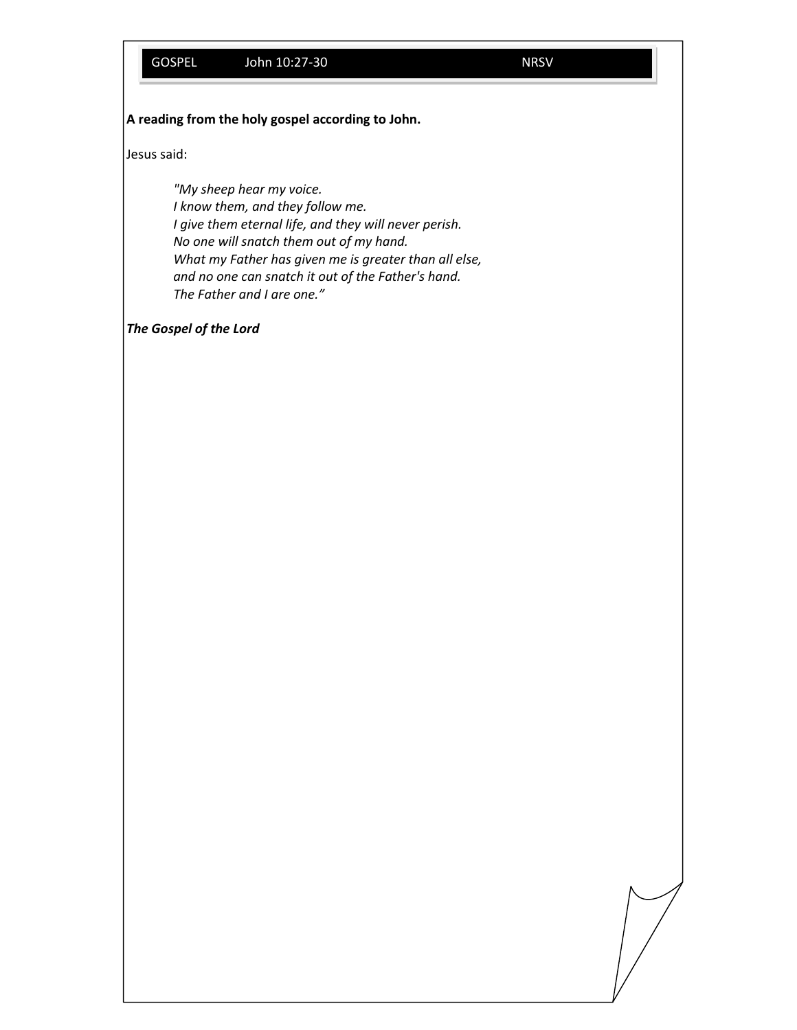GOSPEL John 10:27-30 NRSV

**A reading from the holy gospel according to John.**

Jesus said:

> *"My sheep hear my voice.*
> *I know them, and they follow me.*
> *I give them eternal life, and they will never perish.*
> *No one will snatch them out of my hand.*
> *What my Father has given me is greater than all else,*
> *and no one can snatch it out of the Father's hand.*
> *The Father and I are one."*

***The Gospel of the Lord***